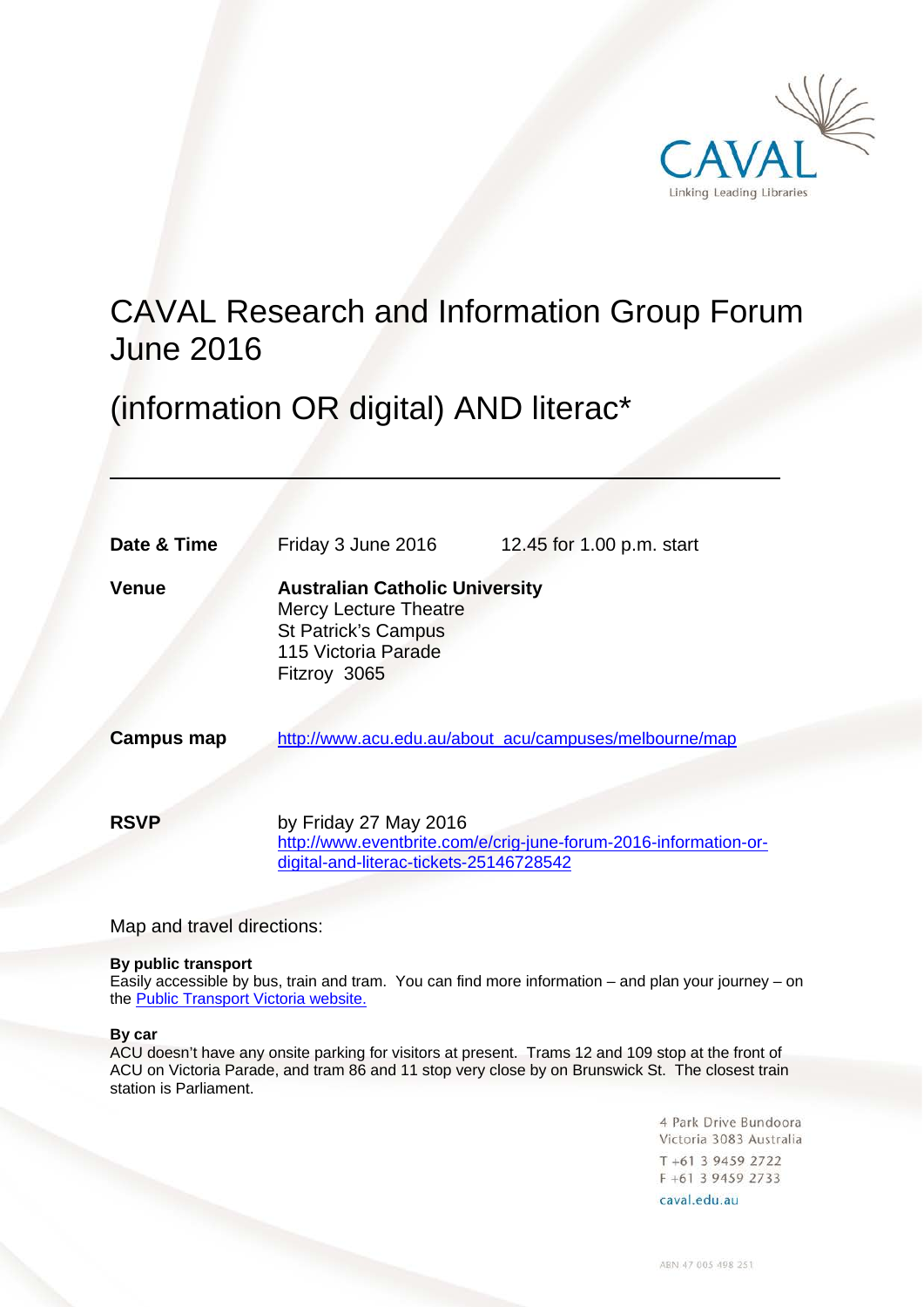CAVAL

Linking Leading Libraries

# CAVAL Research and Information Group Forum June 2016

## (information OR digital) AND literac*

| | | |
|---|---|---|
| **Date & Time** | Friday 3 June 2016 | 12.45 for 1.00 p.m. start |
| **Venue** | **Australian Catholic University**<br>Mercy Lecture Theatre<br>St Patrick's Campus<br>115 Victoria Parade<br>Fitzroy 3065 | |
| **Campus map** | http://www.acu.edu.au/about_acu/campuses/melbourne/map | |
| **RSVP** | by Friday 27 May 2016<br>http://www.eventbrite.com/e/crig-june-forum-2016-information-or-digital-and-literac-tickets-25146728542 | |

Map and travel directions:

**By public transport**
Easily accessible by bus, train and tram. You can find more information – and plan your journey – on the Public Transport Victoria website.

**By car**
ACU doesn't have any onsite parking for visitors at present. Trams 12 and 109 stop at the front of ACU on Victoria Parade, and tram 86 and 11 stop very close by on Brunswick St. The closest train station is Parliament.

4 Park Drive Bundoora
Victoria 3083 Australia
T +61 3 9459 2722
F +61 3 9459 2733
caval.edu.au

ABN 47 005 498 251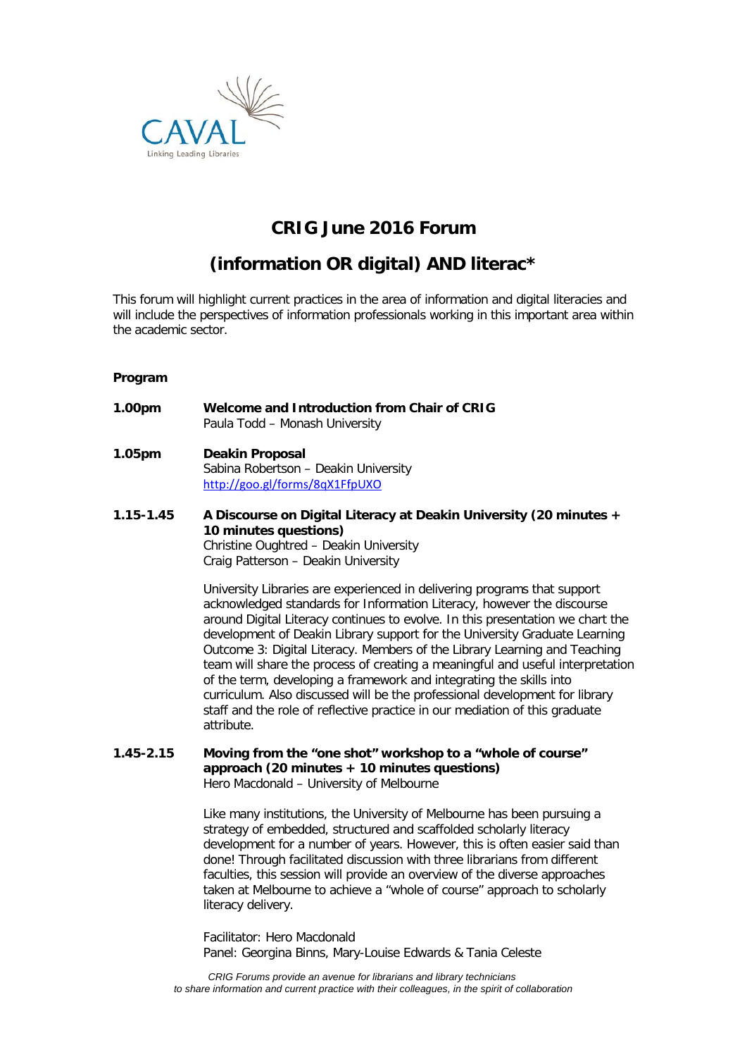# CRIG June 2016 Forum

## (information OR digital) AND literac*

This forum will highlight current practices in the area of information and digital literacies and will include the perspectives of information professionals working in this important area within the academic sector.

**Program**

**1.00pm** **Welcome and Introduction from Chair of CRIG**
Paula Todd – Monash University

**1.05pm** **Deakin Proposal**
Sabina Robertson – Deakin University
http://goo.gl/forms/8qX1FfpUXO

**1.15-1.45** **A Discourse on Digital Literacy at Deakin University (20 minutes + 10 minutes questions)**
Christine Oughtred – Deakin University
Craig Patterson – Deakin University

University Libraries are experienced in delivering programs that support acknowledged standards for Information Literacy, however the discourse around Digital Literacy continues to evolve. In this presentation we chart the development of Deakin Library support for the University Graduate Learning Outcome 3: Digital Literacy. Members of the Library Learning and Teaching team will share the process of creating a meaningful and useful interpretation of the term, developing a framework and integrating the skills into curriculum. Also discussed will be the professional development for library staff and the role of reflective practice in our mediation of this graduate attribute.

**1.45-2.15** **Moving from the "one shot" workshop to a "whole of course" approach (20 minutes + 10 minutes questions)**
Hero Macdonald – University of Melbourne

Like many institutions, the University of Melbourne has been pursuing a strategy of embedded, structured and scaffolded scholarly literacy development for a number of years. However, this is often easier said than done! Through facilitated discussion with three librarians from different faculties, this session will provide an overview of the diverse approaches taken at Melbourne to achieve a "whole of course" approach to scholarly literacy delivery.

Facilitator: Hero Macdonald
Panel: Georgina Binns, Mary-Louise Edwards & Tania Celeste

*CRIG Forums provide an avenue for librarians and library technicians to share information and current practice with their colleagues, in the spirit of collaboration*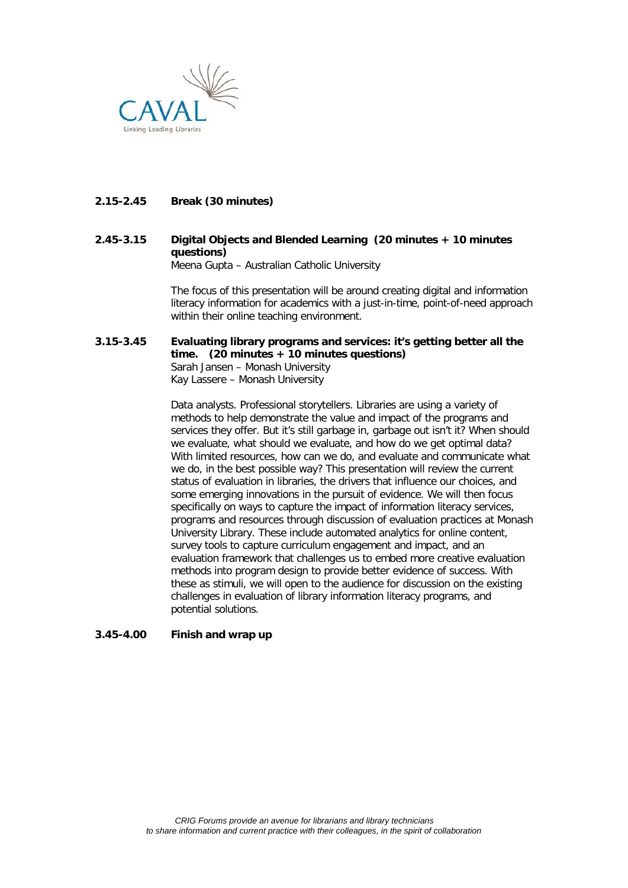**2.15-2.45 Break (30 minutes)**

**2.45-3.15 Digital Objects and Blended Learning (20 minutes + 10 minutes questions)**

Meena Gupta – Australian Catholic University

The focus of this presentation will be around creating digital and information literacy information for academics with a just-in-time, point-of-need approach within their online teaching environment.

**3.15-3.45 Evaluating library programs and services: it's getting better all the time. (20 minutes + 10 minutes questions)**

Sarah Jansen – Monash University
Kay Lassere – Monash University

Data analysts. Professional storytellers. Libraries are using a variety of methods to help demonstrate the value and impact of the programs and services they offer. But it's still garbage in, garbage out isn't it? When should we evaluate, what should we evaluate, and how do we get optimal data? With limited resources, how can we do, and evaluate and communicate what we do, in the best possible way? This presentation will review the current status of evaluation in libraries, the drivers that influence our choices, and some emerging innovations in the pursuit of evidence. We will then focus specifically on ways to capture the impact of information literacy services, programs and resources through discussion of evaluation practices at Monash University Library. These include automated analytics for online content, survey tools to capture curriculum engagement and impact, and an evaluation framework that challenges us to embed more creative evaluation methods into program design to provide better evidence of success. With these as stimuli, we will open to the audience for discussion on the existing challenges in evaluation of library information literacy programs, and potential solutions.

**3.45-4.00 Finish and wrap up**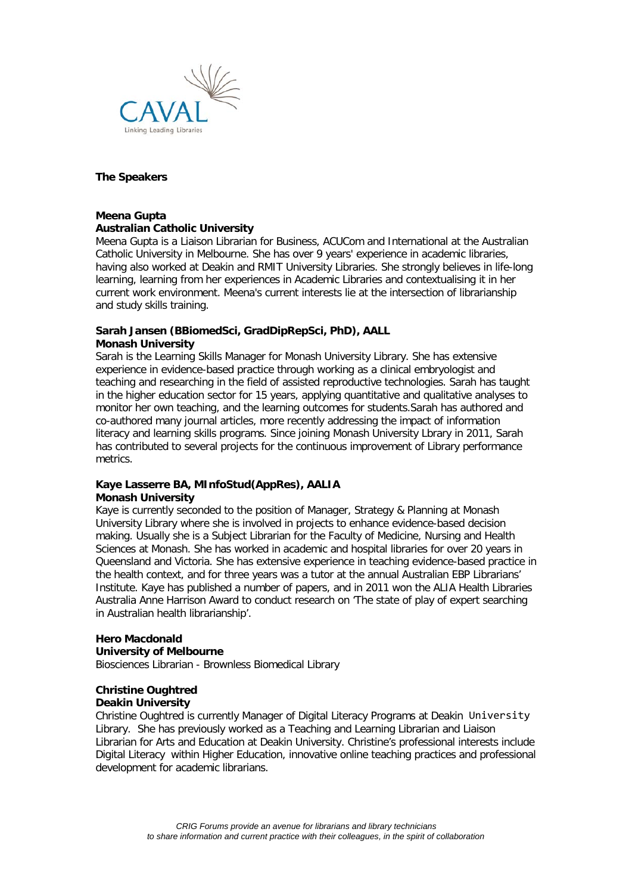**The Speakers**

**Meena Gupta**
**Australian Catholic University**

Meena Gupta is a Liaison Librarian for Business, ACUCom and International at the Australian Catholic University in Melbourne. She has over 9 years' experience in academic libraries, having also worked at Deakin and RMIT University Libraries. She strongly believes in life-long learning, learning from her experiences in Academic Libraries and contextualising it in her current work environment. Meena's current interests lie at the intersection of librarianship and study skills training.

**Sarah Jansen (BBiomedSci, GradDipRepSci, PhD), AALL**
**Monash University**

Sarah is the Learning Skills Manager for Monash University Library. She has extensive experience in evidence-based practice through working as a clinical embryologist and teaching and researching in the field of assisted reproductive technologies. Sarah has taught in the higher education sector for 15 years, applying quantitative and qualitative analyses to monitor her own teaching, and the learning outcomes for students.Sarah has authored and co-authored many journal articles, more recently addressing the impact of information literacy and learning skills programs. Since joining Monash University Lbrary in 2011, Sarah has contributed to several projects for the continuous improvement of Library performance metrics.

**Kaye Lasserre BA, MInfoStud(AppRes), AALIA**
**Monash University**

Kaye is currently seconded to the position of Manager, Strategy & Planning at Monash University Library where she is involved in projects to enhance evidence-based decision making. Usually she is a Subject Librarian for the Faculty of Medicine, Nursing and Health Sciences at Monash. She has worked in academic and hospital libraries for over 20 years in Queensland and Victoria. She has extensive experience in teaching evidence-based practice in the health context, and for three years was a tutor at the annual Australian EBP Librarians' Institute. Kaye has published a number of papers, and in 2011 won the ALIA Health Libraries Australia Anne Harrison Award to conduct research on 'The state of play of expert searching in Australian health librarianship'.

**Hero Macdonald**
**University of Melbourne**

Biosciences Librarian - Brownless Biomedical Library

**Christine Oughtred**
**Deakin University**

Christine Oughtred is currently Manager of Digital Literacy Programs at Deakin University Library. She has previously worked as a Teaching and Learning Librarian and Liaison Librarian for Arts and Education at Deakin University. Christine's professional interests include Digital Literacy within Higher Education, innovative online teaching practices and professional development for academic librarians.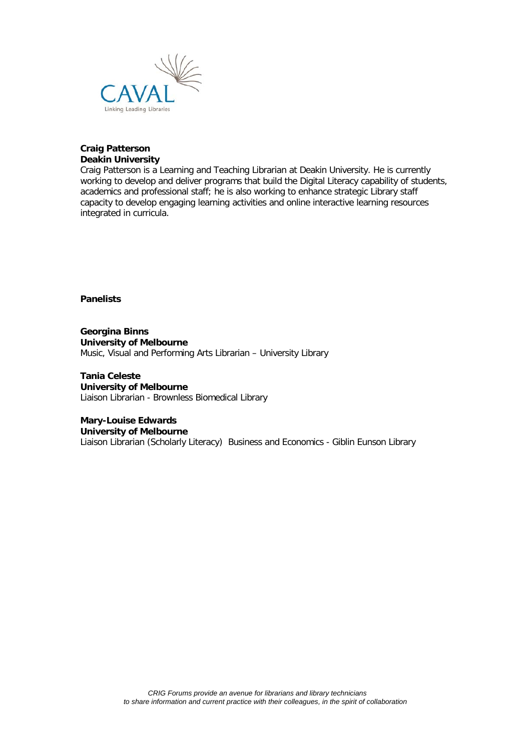**Craig Patterson**
**Deakin University**
Craig Patterson is a Learning and Teaching Librarian at Deakin University. He is currently working to develop and deliver programs that build the Digital Literacy capability of students, academics and professional staff; he is also working to enhance strategic Library staff capacity to develop engaging learning activities and online interactive learning resources integrated in curricula.

**Panelists**

**Georgina Binns**
**University of Melbourne**
Music, Visual and Performing Arts Librarian – University Library

**Tania Celeste**
**University of Melbourne**
Liaison Librarian - Brownless Biomedical Library

**Mary-Louise Edwards**
**University of Melbourne**
Liaison Librarian (Scholarly Literacy) Business and Economics - Giblin Eunson Library